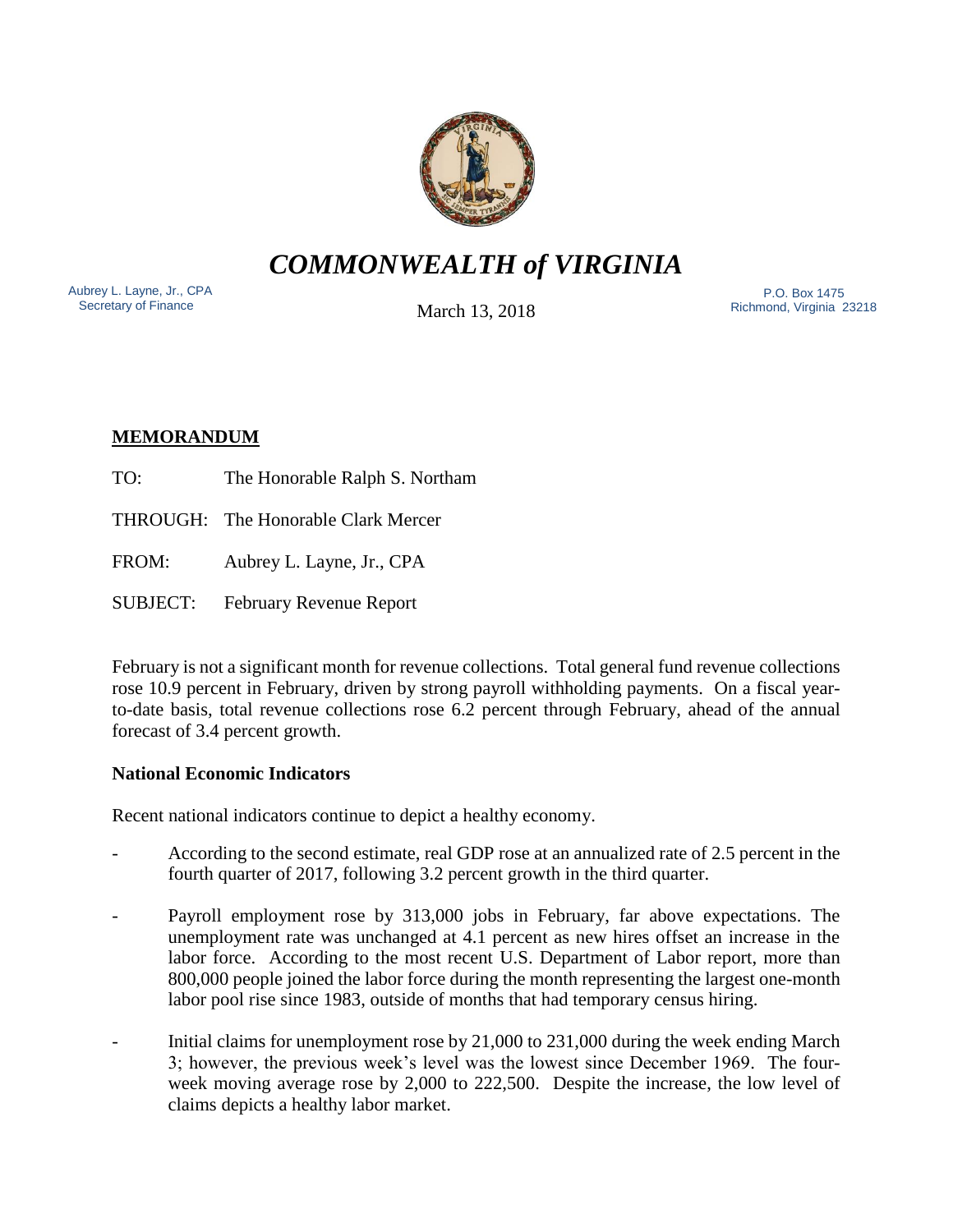# *COMMONWEALTH of VIRGINIA*

Aubrey L. Layne, Jr., CPA
Secretary of Finance

March 13, 2018

P.O. Box 1475
Richmond, Virginia 23218

**MEMORANDUM**

TO: The Honorable Ralph S. Northam

THROUGH: The Honorable Clark Mercer

FROM: Aubrey L. Layne, Jr., CPA

SUBJECT: February Revenue Report

February is not a significant month for revenue collections. Total general fund revenue collections rose 10.9 percent in February, driven by strong payroll withholding payments. On a fiscal year-to-date basis, total revenue collections rose 6.2 percent through February, ahead of the annual forecast of 3.4 percent growth.

**National Economic Indicators**

Recent national indicators continue to depict a healthy economy.

- According to the second estimate, real GDP rose at an annualized rate of 2.5 percent in the fourth quarter of 2017, following 3.2 percent growth in the third quarter.
- Payroll employment rose by 313,000 jobs in February, far above expectations. The unemployment rate was unchanged at 4.1 percent as new hires offset an increase in the labor force. According to the most recent U.S. Department of Labor report, more than 800,000 people joined the labor force during the month representing the largest one-month labor pool rise since 1983, outside of months that had temporary census hiring.
- Initial claims for unemployment rose by 21,000 to 231,000 during the week ending March 3; however, the previous week's level was the lowest since December 1969. The four-week moving average rose by 2,000 to 222,500. Despite the increase, the low level of claims depicts a healthy labor market.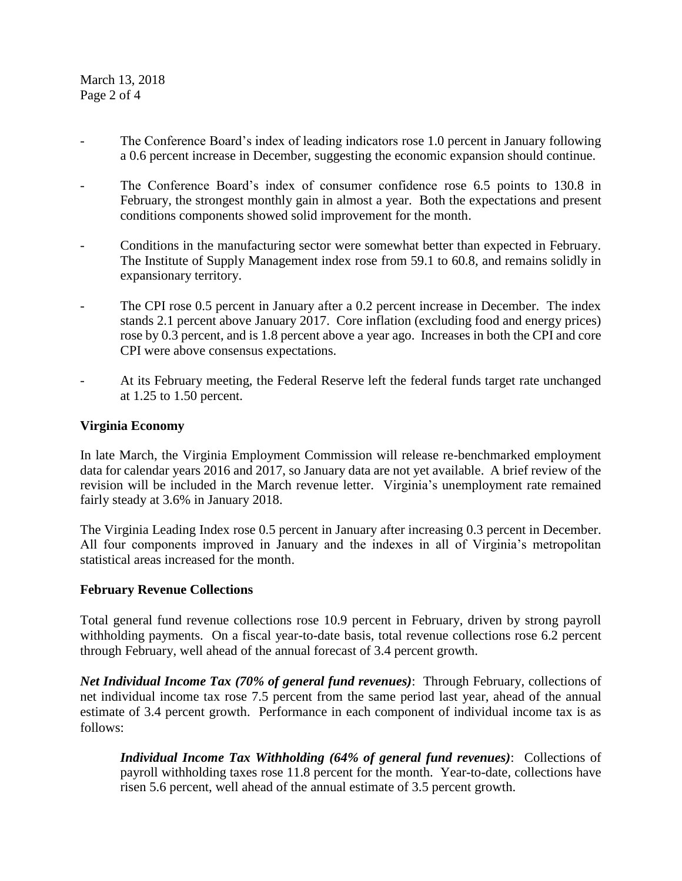- The Conference Board's index of leading indicators rose 1.0 percent in January following a 0.6 percent increase in December, suggesting the economic expansion should continue.

- The Conference Board's index of consumer confidence rose 6.5 points to 130.8 in February, the strongest monthly gain in almost a year. Both the expectations and present conditions components showed solid improvement for the month.

- Conditions in the manufacturing sector were somewhat better than expected in February. The Institute of Supply Management index rose from 59.1 to 60.8, and remains solidly in expansionary territory.

- The CPI rose 0.5 percent in January after a 0.2 percent increase in December. The index stands 2.1 percent above January 2017. Core inflation (excluding food and energy prices) rose by 0.3 percent, and is 1.8 percent above a year ago. Increases in both the CPI and core CPI were above consensus expectations.

- At its February meeting, the Federal Reserve left the federal funds target rate unchanged at 1.25 to 1.50 percent.

**Virginia Economy**

In late March, the Virginia Employment Commission will release re-benchmarked employment data for calendar years 2016 and 2017, so January data are not yet available. A brief review of the revision will be included in the March revenue letter. Virginia's unemployment rate remained fairly steady at 3.6% in January 2018.

The Virginia Leading Index rose 0.5 percent in January after increasing 0.3 percent in December. All four components improved in January and the indexes in all of Virginia's metropolitan statistical areas increased for the month.

**February Revenue Collections**

Total general fund revenue collections rose 10.9 percent in February, driven by strong payroll withholding payments. On a fiscal year-to-date basis, total revenue collections rose 6.2 percent through February, well ahead of the annual forecast of 3.4 percent growth.

***Net Individual Income Tax (70% of general fund revenues)***: Through February, collections of net individual income tax rose 7.5 percent from the same period last year, ahead of the annual estimate of 3.4 percent growth. Performance in each component of individual income tax is as follows:

> ***Individual Income Tax Withholding (64% of general fund revenues)***: Collections of payroll withholding taxes rose 11.8 percent for the month. Year-to-date, collections have risen 5.6 percent, well ahead of the annual estimate of 3.5 percent growth.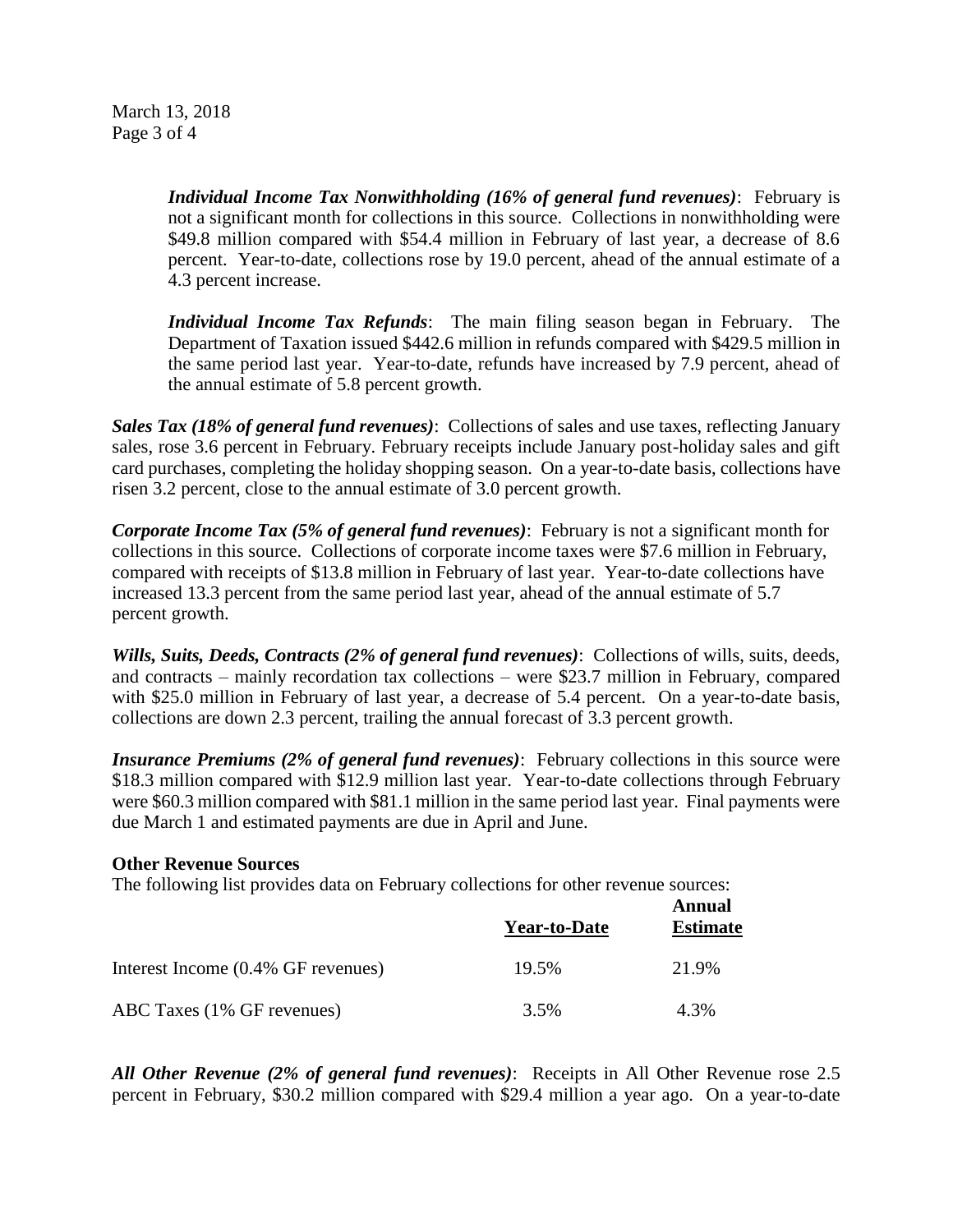*Individual Income Tax Nonwithholding (16% of general fund revenues)*: February is not a significant month for collections in this source. Collections in nonwithholding were \$49.8 million compared with \$54.4 million in February of last year, a decrease of 8.6 percent. Year-to-date, collections rose by 19.0 percent, ahead of the annual estimate of a 4.3 percent increase.

*Individual Income Tax Refunds*: The main filing season began in February. The Department of Taxation issued \$442.6 million in refunds compared with \$429.5 million in the same period last year. Year-to-date, refunds have increased by 7.9 percent, ahead of the annual estimate of 5.8 percent growth.

*Sales Tax (18% of general fund revenues)*: Collections of sales and use taxes, reflecting January sales, rose 3.6 percent in February. February receipts include January post-holiday sales and gift card purchases, completing the holiday shopping season. On a year-to-date basis, collections have risen 3.2 percent, close to the annual estimate of 3.0 percent growth.

*Corporate Income Tax (5% of general fund revenues)*: February is not a significant month for collections in this source. Collections of corporate income taxes were \$7.6 million in February, compared with receipts of \$13.8 million in February of last year. Year-to-date collections have increased 13.3 percent from the same period last year, ahead of the annual estimate of 5.7 percent growth.

*Wills, Suits, Deeds, Contracts (2% of general fund revenues)*: Collections of wills, suits, deeds, and contracts – mainly recordation tax collections – were \$23.7 million in February, compared with \$25.0 million in February of last year, a decrease of 5.4 percent. On a year-to-date basis, collections are down 2.3 percent, trailing the annual forecast of 3.3 percent growth.

*Insurance Premiums (2% of general fund revenues)*: February collections in this source were \$18.3 million compared with \$12.9 million last year. Year-to-date collections through February were \$60.3 million compared with \$81.1 million in the same period last year. Final payments were due March 1 and estimated payments are due in April and June.

**Other Revenue Sources**

The following list provides data on February collections for other revenue sources:

| | Year-to-Date | Annual Estimate |
|---|---|---|
| Interest Income (0.4% GF revenues) | 19.5% | 21.9% |
| ABC Taxes (1% GF revenues) | 3.5% | 4.3% |

*All Other Revenue (2% of general fund revenues)*: Receipts in All Other Revenue rose 2.5 percent in February, \$30.2 million compared with \$29.4 million a year ago. On a year-to-date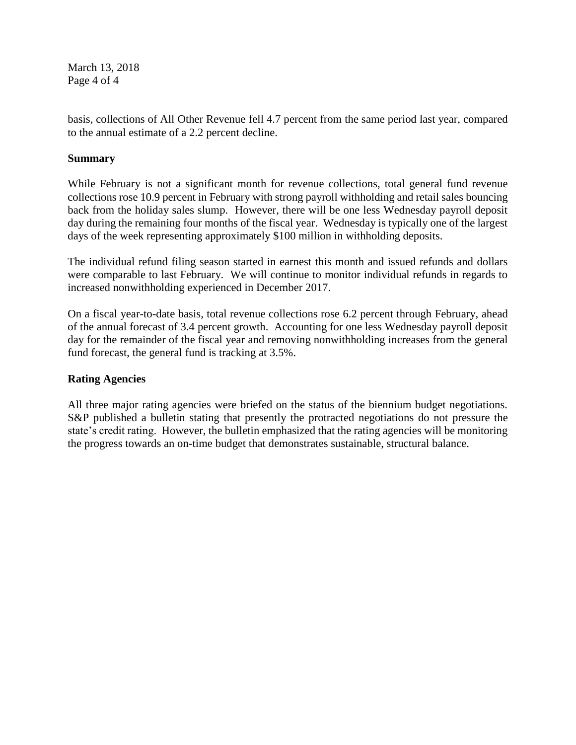basis, collections of All Other Revenue fell 4.7 percent from the same period last year, compared to the annual estimate of a 2.2 percent decline.

**Summary**

While February is not a significant month for revenue collections, total general fund revenue collections rose 10.9 percent in February with strong payroll withholding and retail sales bouncing back from the holiday sales slump. However, there will be one less Wednesday payroll deposit day during the remaining four months of the fiscal year. Wednesday is typically one of the largest days of the week representing approximately $100 million in withholding deposits.

The individual refund filing season started in earnest this month and issued refunds and dollars were comparable to last February. We will continue to monitor individual refunds in regards to increased nonwithholding experienced in December 2017.

On a fiscal year-to-date basis, total revenue collections rose 6.2 percent through February, ahead of the annual forecast of 3.4 percent growth. Accounting for one less Wednesday payroll deposit day for the remainder of the fiscal year and removing nonwithholding increases from the general fund forecast, the general fund is tracking at 3.5%.

**Rating Agencies**

All three major rating agencies were briefed on the status of the biennium budget negotiations. S&P published a bulletin stating that presently the protracted negotiations do not pressure the state's credit rating. However, the bulletin emphasized that the rating agencies will be monitoring the progress towards an on-time budget that demonstrates sustainable, structural balance.